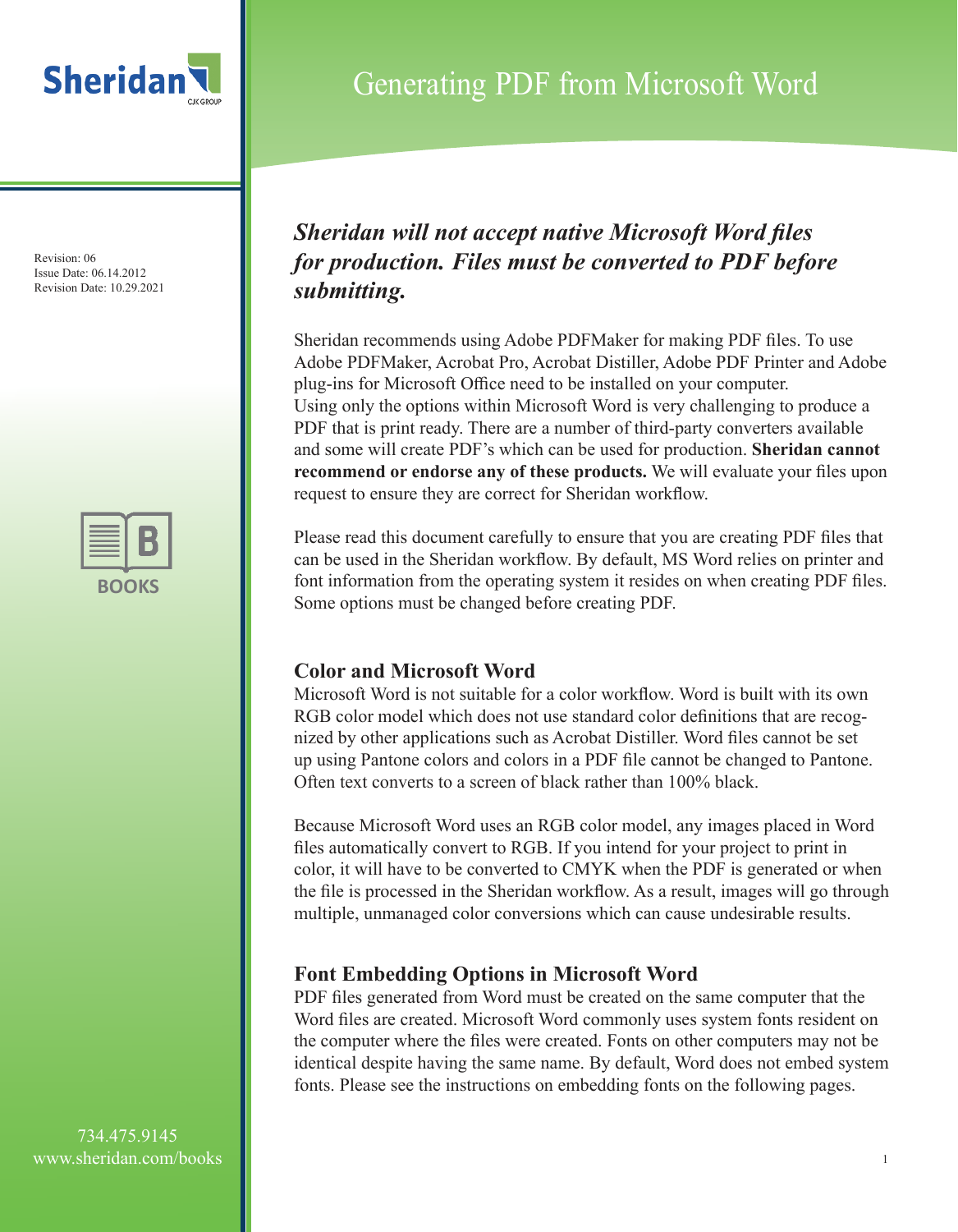# Generating PDF from Microsoft Word

Revision: 06
Issue Date: 06.14.2012
Revision Date: 10.29.2021

***Sheridan will not accept native Microsoft Word files for production. Files must be converted to PDF before submitting.***

Sheridan recommends using Adobe PDFMaker for making PDF files. To use Adobe PDFMaker, Acrobat Pro, Acrobat Distiller, Adobe PDF Printer and Adobe plug-ins for Microsoft Office need to be installed on your computer. Using only the options within Microsoft Word is very challenging to produce a PDF that is print ready. There are a number of third-party converters available and some will create PDF's which can be used for production. **Sheridan cannot recommend or endorse any of these products.** We will evaluate your files upon request to ensure they are correct for Sheridan workflow.

Please read this document carefully to ensure that you are creating PDF files that can be used in the Sheridan workflow. By default, MS Word relies on printer and font information from the operating system it resides on when creating PDF files. Some options must be changed before creating PDF.

## Color and Microsoft Word

Microsoft Word is not suitable for a color workflow. Word is built with its own RGB color model which does not use standard color definitions that are recognized by other applications such as Acrobat Distiller. Word files cannot be set up using Pantone colors and colors in a PDF file cannot be changed to Pantone. Often text converts to a screen of black rather than 100% black.

Because Microsoft Word uses an RGB color model, any images placed in Word files automatically convert to RGB. If you intend for your project to print in color, it will have to be converted to CMYK when the PDF is generated or when the file is processed in the Sheridan workflow. As a result, images will go through multiple, unmanaged color conversions which can cause undesirable results.

## Font Embedding Options in Microsoft Word

PDF files generated from Word must be created on the same computer that the Word files are created. Microsoft Word commonly uses system fonts resident on the computer where the files were created. Fonts on other computers may not be identical despite having the same name. By default, Word does not embed system fonts. Please see the instructions on embedding fonts on the following pages.

734.475.9145
www.sheridan.com/books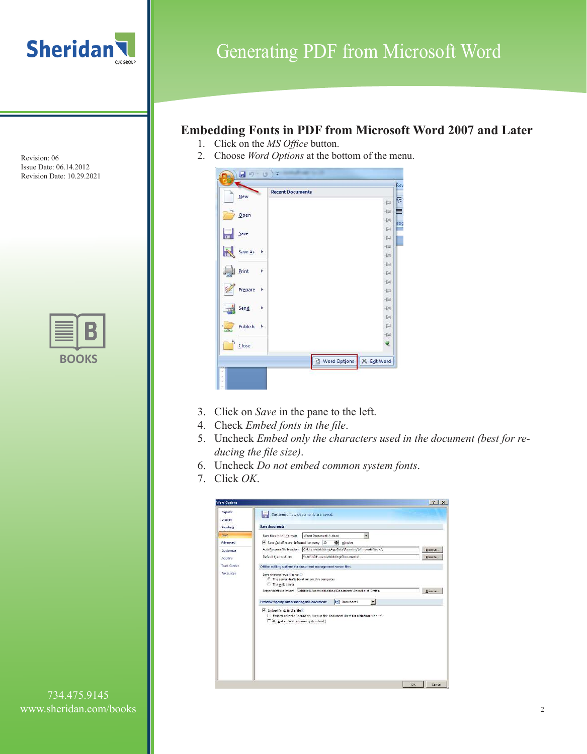Revision: 06
Issue Date: 06.14.2012
Revision Date: 10.29.2021

## Embedding Fonts in PDF from Microsoft Word 2007 and Later

1. Click on the *MS Office* button.
2. Choose *Word Options* at the bottom of the menu.
3. Click on *Save* in the pane to the left.
4. Check *Embed fonts in the file*.
5. Uncheck *Embed only the characters used in the document (best for reducing the file size)*.
6. Uncheck *Do not embed common system fonts*.
7. Click *OK*.

734.475.9145
www.sheridan.com/books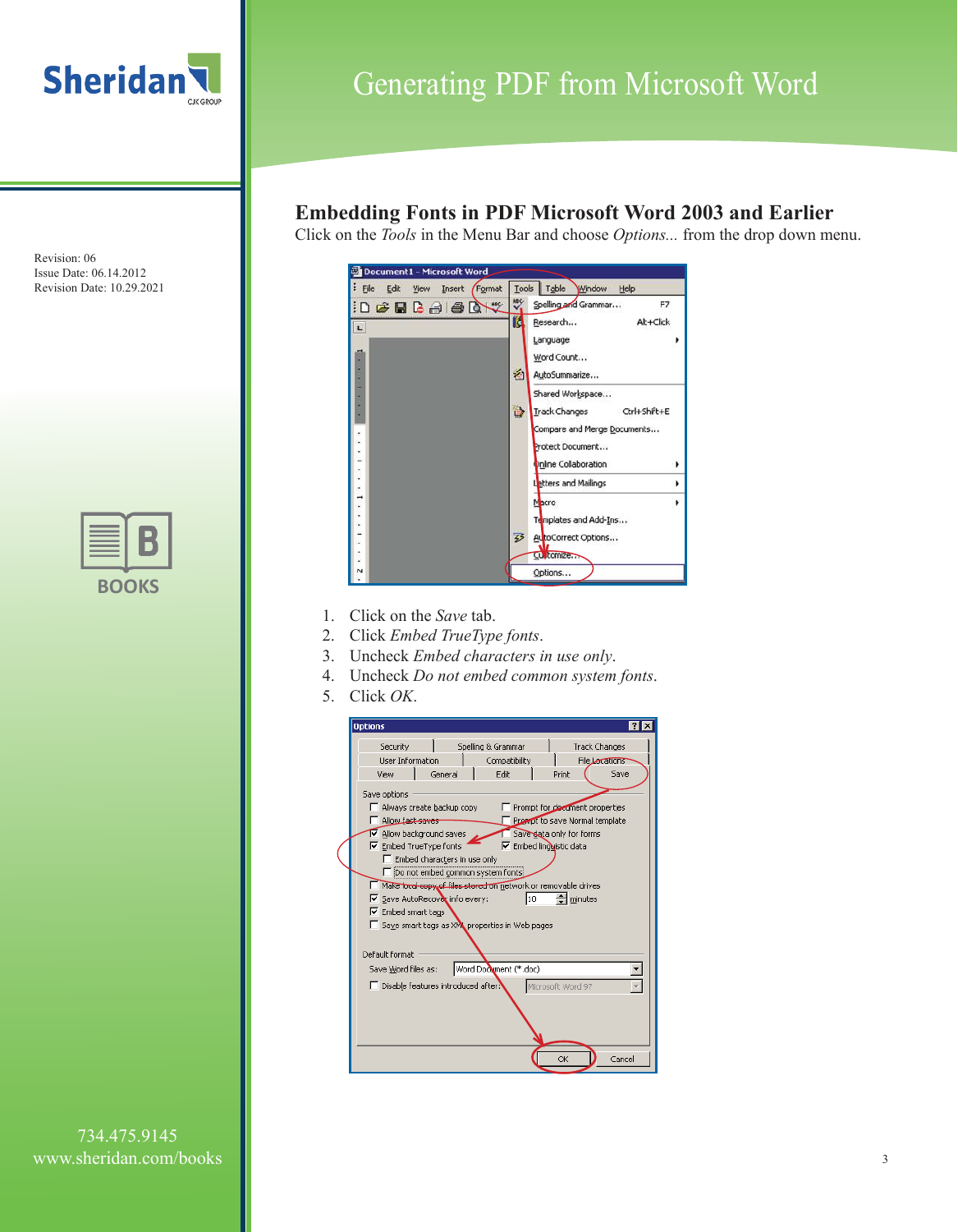## Embedding Fonts in PDF Microsoft Word 2003 and Earlier

Click on the *Tools* in the Menu Bar and choose *Options...* from the drop down menu.

1. Click on the *Save* tab.
2. Click *Embed TrueType fonts*.
3. Uncheck *Embed characters in use only*.
4. Uncheck *Do not embed common system fonts*.
5. Click *OK*.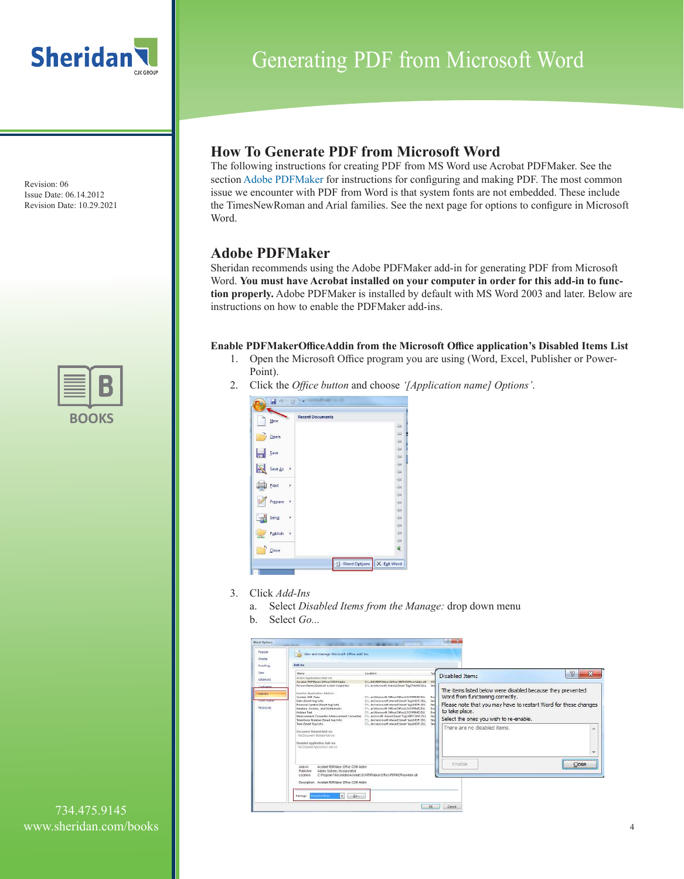# Generating PDF from Microsoft Word

Revision: 06
Issue Date: 06.14.2012
Revision Date: 10.29.2021

## How To Generate PDF from Microsoft Word

The following instructions for creating PDF from MS Word use Acrobat PDFMaker. See the section Adobe PDFMaker for instructions for configuring and making PDF. The most common issue we encounter with PDF from Word is that system fonts are not embedded. These include the TimesNewRoman and Arial families. See the next page for options to configure in Microsoft Word.

## Adobe PDFMaker

Sheridan recommends using the Adobe PDFMaker add-in for generating PDF from Microsoft Word. **You must have Acrobat installed on your computer in order for this add-in to function properly.** Adobe PDFMaker is installed by default with MS Word 2003 and later. Below are instructions on how to enable the PDFMaker add-ins.

**Enable PDFMakerOfficeAddin from the Microsoft Office application's Disabled Items List**

1. Open the Microsoft Office program you are using (Word, Excel, Publisher or PowerPoint).
2. Click the *Office button* and choose *'[Application name] Options'*.
3. Click *Add-Ins*
   a. Select *Disabled Items from the Manage:* drop down menu
   b. Select *Go...*

734.475.9145
www.sheridan.com/books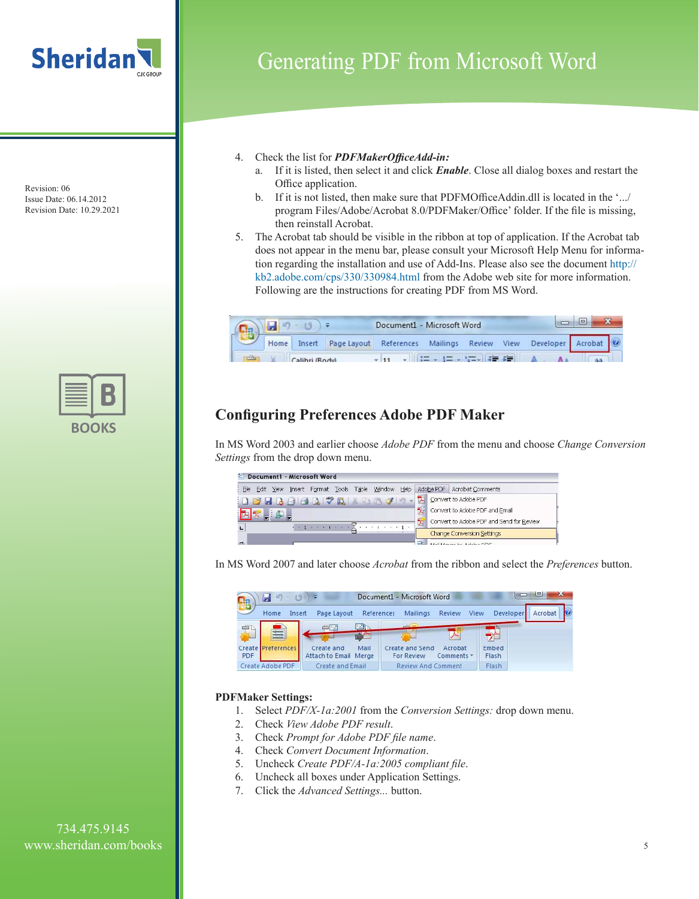4. Check the list for ***PDFMakerOfficeAdd-in:***
   a. If it is listed, then select it and click ***Enable***. Close all dialog boxes and restart the Office application.
   b. If it is not listed, then make sure that PDFMOfficeAddin.dll is located in the '.../program Files/Adobe/Acrobat 8.0/PDFMaker/Office' folder. If the file is missing, then reinstall Acrobat.
5. The Acrobat tab should be visible in the ribbon at top of application. If the Acrobat tab does not appear in the menu bar, please consult your Microsoft Help Menu for information regarding the installation and use of Add-Ins. Please also see the document http://kb2.adobe.com/cps/330/330984.html from the Adobe web site for more information. Following are the instructions for creating PDF from MS Word.

## Configuring Preferences Adobe PDF Maker

In MS Word 2003 and earlier choose *Adobe PDF* from the menu and choose *Change Conversion Settings* from the drop down menu.

In MS Word 2007 and later choose *Acrobat* from the ribbon and select the *Preferences* button.

**PDFMaker Settings:**

1. Select *PDF/X-1a:2001* from the *Conversion Settings:* drop down menu.
2. Check *View Adobe PDF result*.
3. Check *Prompt for Adobe PDF file name*.
4. Check *Convert Document Information*.
5. Uncheck *Create PDF/A-1a:2005 compliant file*.
6. Uncheck all boxes under Application Settings.
7. Click the *Advanced Settings...* button.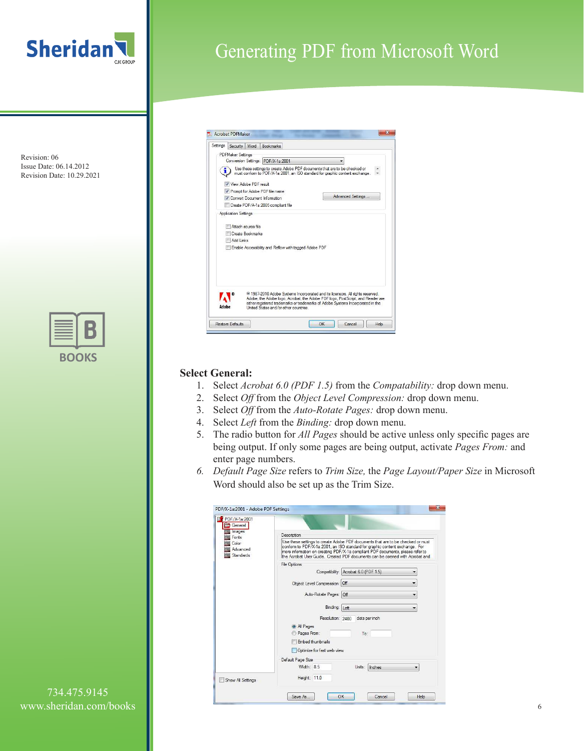# Generating PDF from Microsoft Word

Revision: 06
Issue Date: 06.14.2012
Revision Date: 10.29.2021

**Select General:**

1. Select *Acrobat 6.0 (PDF 1.5)* from the *Compatability:* drop down menu.
2. Select *Off* from the *Object Level Compression:* drop down menu.
3. Select *Off* from the *Auto-Rotate Pages:* drop down menu.
4. Select *Left* from the *Binding:* drop down menu.
5. The radio button for *All Pages* should be active unless only specific pages are being output. If only some pages are being output, activate *Pages From:* and enter page numbers.
6. *Default Page Size* refers to *Trim Size,* the *Page Layout/Paper Size* in Microsoft Word should also be set up as the Trim Size.

734.475.9145
www.sheridan.com/books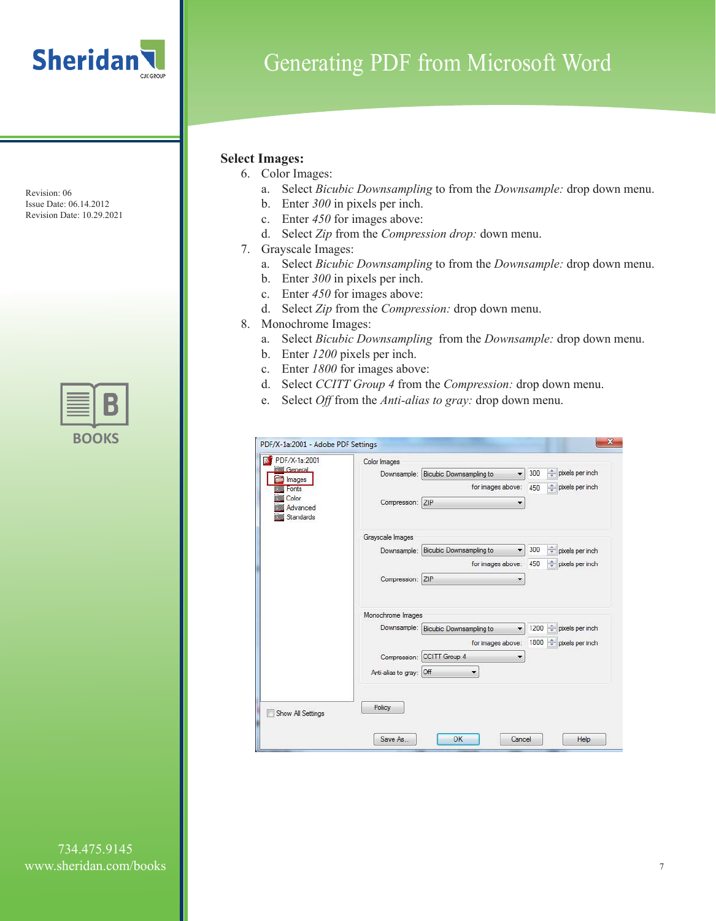## Select Images:

6. Color Images:
   a. Select *Bicubic Downsampling* to from the *Downsample:* drop down menu.
   b. Enter *300* in pixels per inch.
   c. Enter *450* for images above:
   d. Select *Zip* from the *Compression drop:* down menu.
7. Grayscale Images:
   a. Select *Bicubic Downsampling* to from the *Downsample:* drop down menu.
   b. Enter *300* in pixels per inch.
   c. Enter *450* for images above:
   d. Select *Zip* from the *Compression:* drop down menu.
8. Monochrome Images:
   a. Select *Bicubic Downsampling* from the *Downsample:* drop down menu.
   b. Enter *1200* pixels per inch.
   c. Enter *1800* for images above:
   d. Select *CCITT Group 4* from the *Compression:* drop down menu.
   e. Select *Off* from the *Anti-alias to gray:* drop down menu.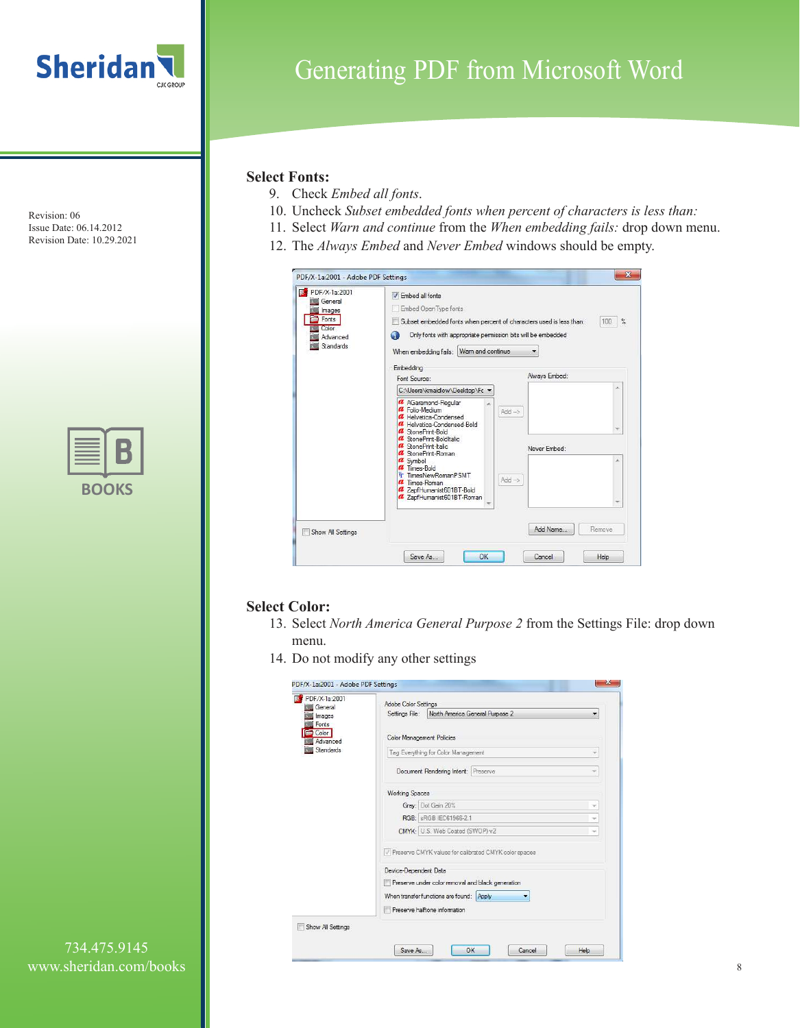# Generating PDF from Microsoft Word

Revision: 06
Issue Date: 06.14.2012
Revision Date: 10.29.2021

## Select Fonts:

9. Check *Embed all fonts*.
10. Uncheck *Subset embedded fonts when percent of characters is less than:*
11. Select *Warn and continue* from the *When embedding fails:* drop down menu.
12. The *Always Embed* and *Never Embed* windows should be empty.

## Select Color:

13. Select *North America General Purpose 2* from the Settings File: drop down menu.
14. Do not modify any other settings

734.475.9145
www.sheridan.com/books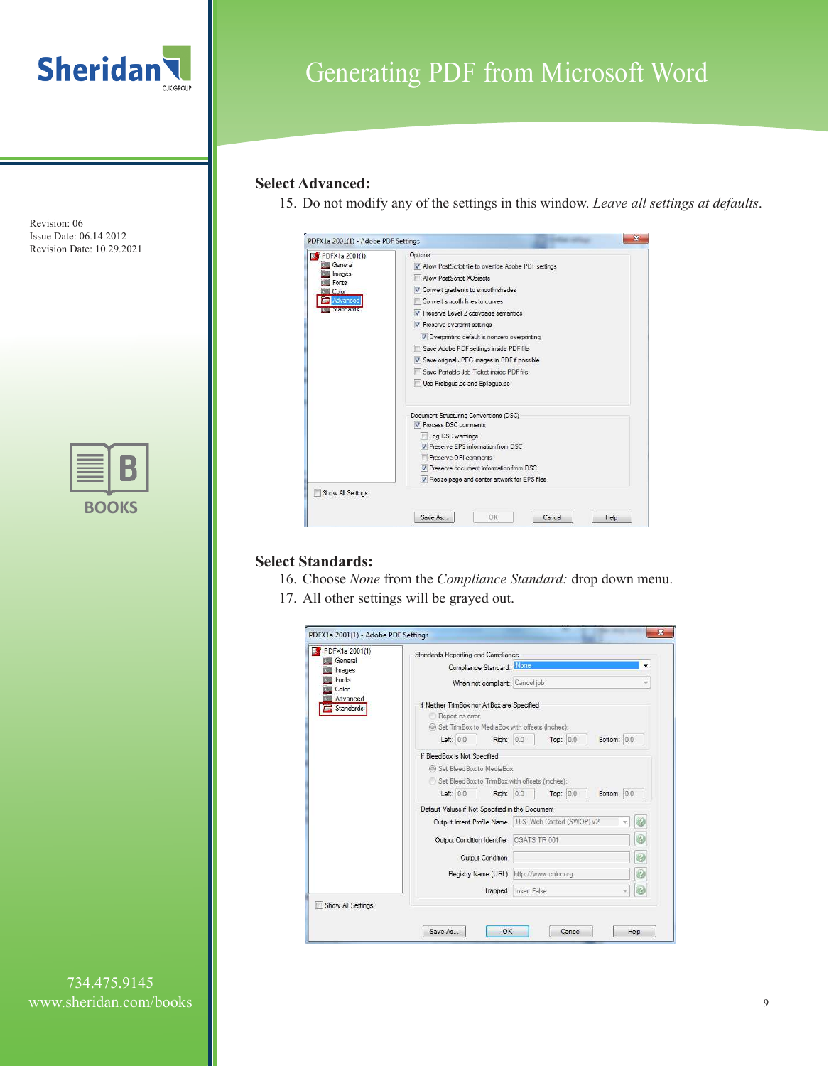## Select Advanced:

15. Do not modify any of the settings in this window. *Leave all settings at defaults*.

## Select Standards:

16. Choose *None* from the *Compliance Standard:* drop down menu.
17. All other settings will be grayed out.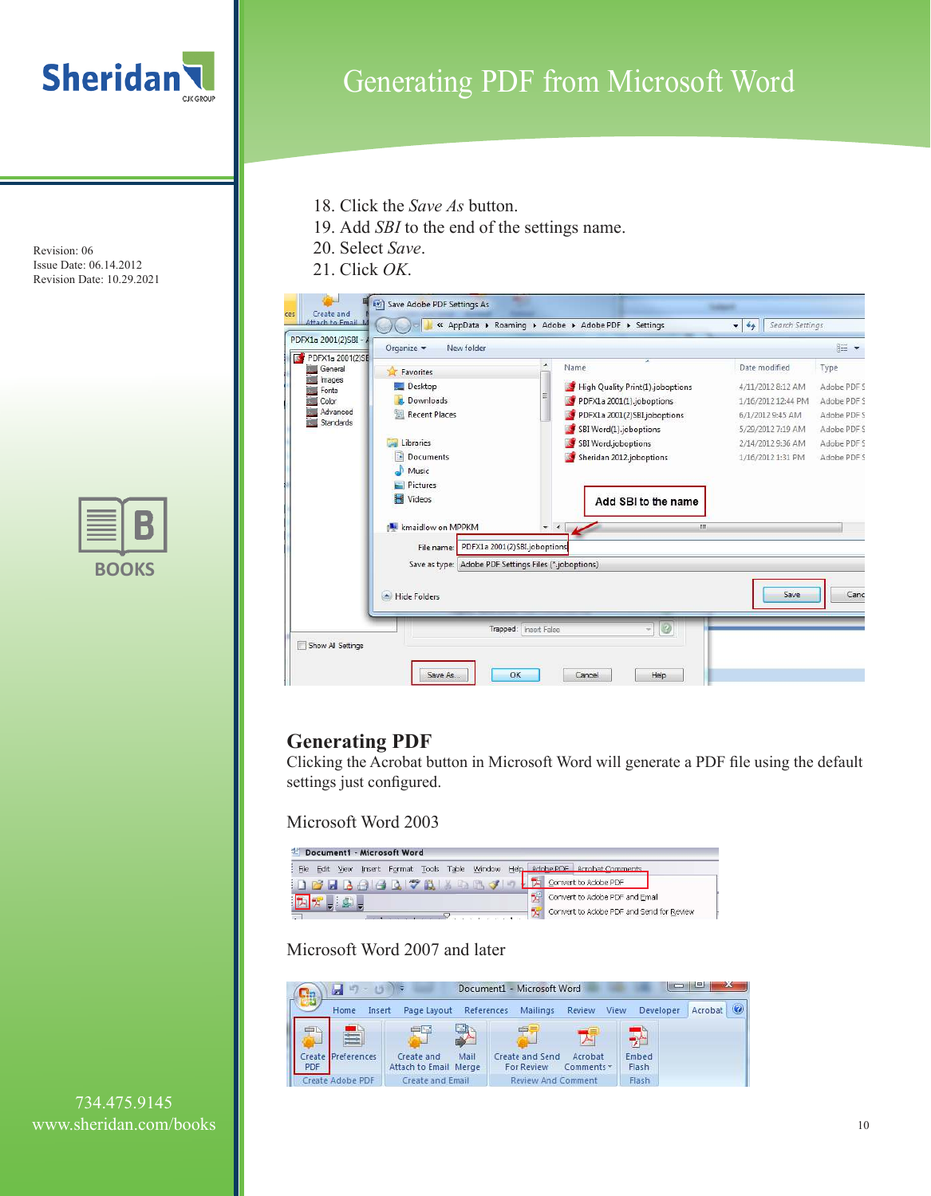# Generating PDF from Microsoft Word

Revision: 06
Issue Date: 06.14.2012
Revision Date: 10.29.2021

18. Click the *Save As* button.
19. Add *SBI* to the end of the settings name.
20. Select *Save*.
21. Click *OK*.

## Generating PDF

Clicking the Acrobat button in Microsoft Word will generate a PDF file using the default settings just configured.

Microsoft Word 2003

Microsoft Word 2007 and later

734.475.9145
www.sheridan.com/books